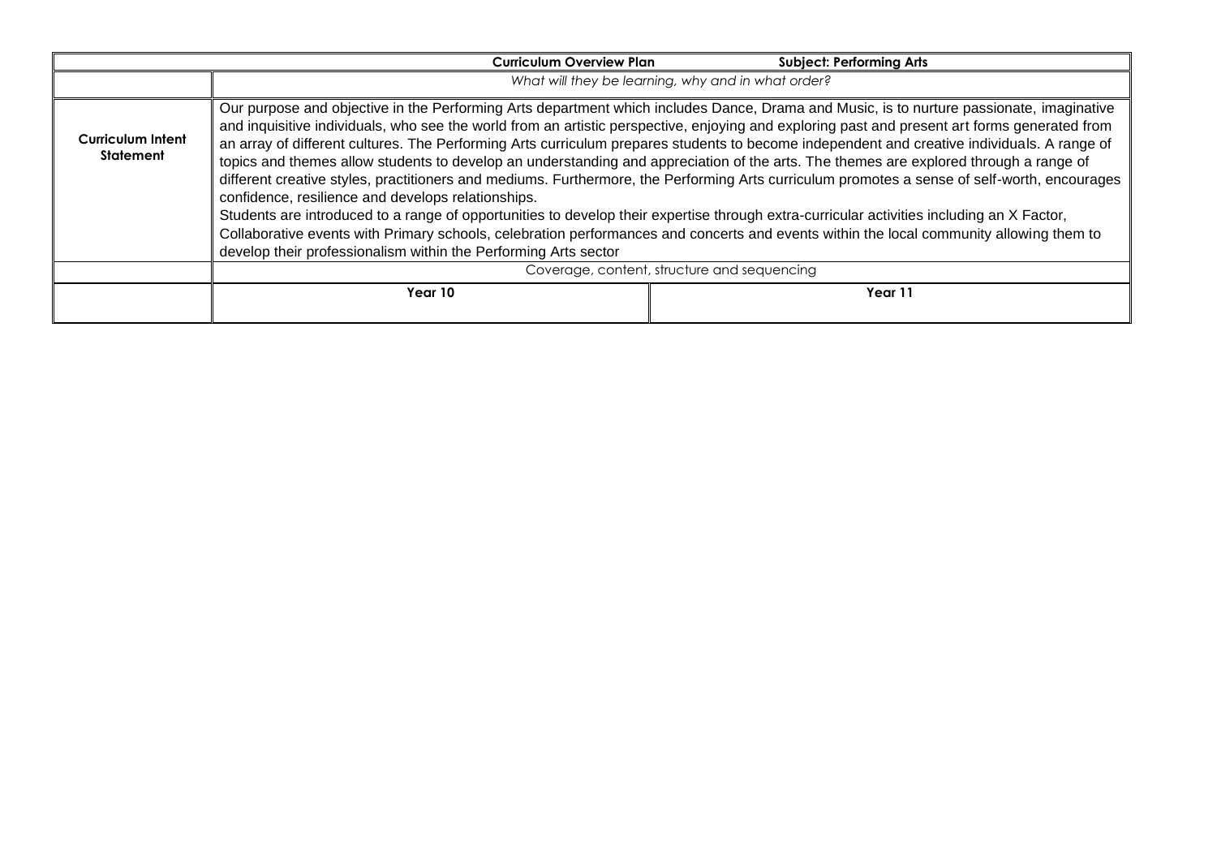| Curriculum Overview Plan Subject: Performing Arts | | |
|---|---|---|
| | *What will they be learning, why and in what order?* | |
| **Curriculum Intent Statement** | Our purpose and objective in the Performing Arts department which includes Dance, Drama and Music, is to nurture passionate, imaginative and inquisitive individuals, who see the world from an artistic perspective, enjoying and exploring past and present art forms generated from an array of different cultures. The Performing Arts curriculum prepares students to become independent and creative individuals. A range of topics and themes allow students to develop an understanding and appreciation of the arts. The themes are explored through a range of different creative styles, practitioners and mediums. Furthermore, the Performing Arts curriculum promotes a sense of self-worth, encourages confidence, resilience and develops relationships.<br>Students are introduced to a range of opportunities to develop their expertise through extra-curricular activities including an X Factor, Collaborative events with Primary schools, celebration performances and concerts and events within the local community allowing them to develop their professionalism within the Performing Arts sector | |
| | Coverage, content, structure and sequencing | |
| | **Year 10** | **Year 11** |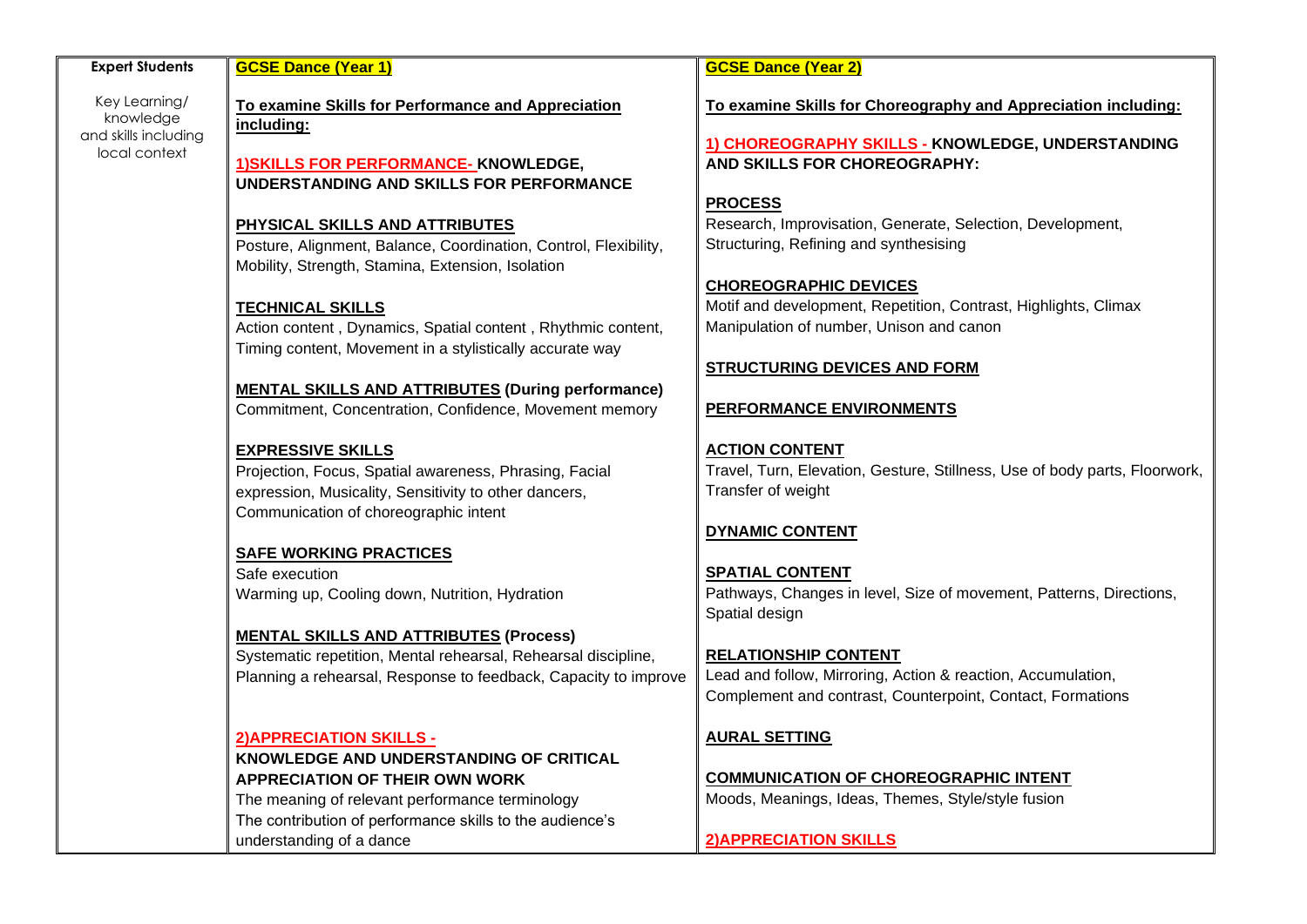| Expert Students | GCSE Dance (Year 1) | GCSE Dance (Year 2) |
|---|---|---|
| Key Learning/ knowledge and skills including local context | **To examine Skills for Performance and Appreciation including:**<br><br>**1)SKILLS FOR PERFORMANCE- KNOWLEDGE, UNDERSTANDING AND SKILLS FOR PERFORMANCE**<br><br>**PHYSICAL SKILLS AND ATTRIBUTES**<br>Posture, Alignment, Balance, Coordination, Control, Flexibility, Mobility, Strength, Stamina, Extension, Isolation<br><br>**TECHNICAL SKILLS**<br>Action content , Dynamics, Spatial content , Rhythmic content, Timing content, Movement in a stylistically accurate way<br><br>**MENTAL SKILLS AND ATTRIBUTES (During performance)**<br>Commitment, Concentration, Confidence, Movement memory<br><br>**EXPRESSIVE SKILLS**<br>Projection, Focus, Spatial awareness, Phrasing, Facial expression, Musicality, Sensitivity to other dancers, Communication of choreographic intent<br><br>**SAFE WORKING PRACTICES**<br>Safe execution<br>Warming up, Cooling down, Nutrition, Hydration<br><br>**MENTAL SKILLS AND ATTRIBUTES (Process)**<br>Systematic repetition, Mental rehearsal, Rehearsal discipline, Planning a rehearsal, Response to feedback, Capacity to improve<br><br>**2)APPRECIATION SKILLS -**<br>**KNOWLEDGE AND UNDERSTANDING OF CRITICAL APPRECIATION OF THEIR OWN WORK**<br>The meaning of relevant performance terminology<br>The contribution of performance skills to the audience's understanding of a dance | **To examine Skills for Choreography and Appreciation including:**<br><br>**1) CHOREOGRAPHY SKILLS - KNOWLEDGE, UNDERSTANDING AND SKILLS FOR CHOREOGRAPHY:**<br><br>**PROCESS**<br>Research, Improvisation, Generate, Selection, Development, Structuring, Refining and synthesising<br><br>**CHOREOGRAPHIC DEVICES**<br>Motif and development, Repetition, Contrast, Highlights, Climax<br>Manipulation of number, Unison and canon<br><br>**STRUCTURING DEVICES AND FORM**<br><br>**PERFORMANCE ENVIRONMENTS**<br><br>**ACTION CONTENT**<br>Travel, Turn, Elevation, Gesture, Stillness, Use of body parts, Floorwork, Transfer of weight<br><br>**DYNAMIC CONTENT**<br><br>**SPATIAL CONTENT**<br>Pathways, Changes in level, Size of movement, Patterns, Directions, Spatial design<br><br>**RELATIONSHIP CONTENT**<br>Lead and follow, Mirroring, Action & reaction, Accumulation, Complement and contrast, Counterpoint, Contact, Formations<br><br>**AURAL SETTING**<br><br>**COMMUNICATION OF CHOREOGRAPHIC INTENT**<br>Moods, Meanings, Ideas, Themes, Style/style fusion<br><br>**2)APPRECIATION SKILLS** |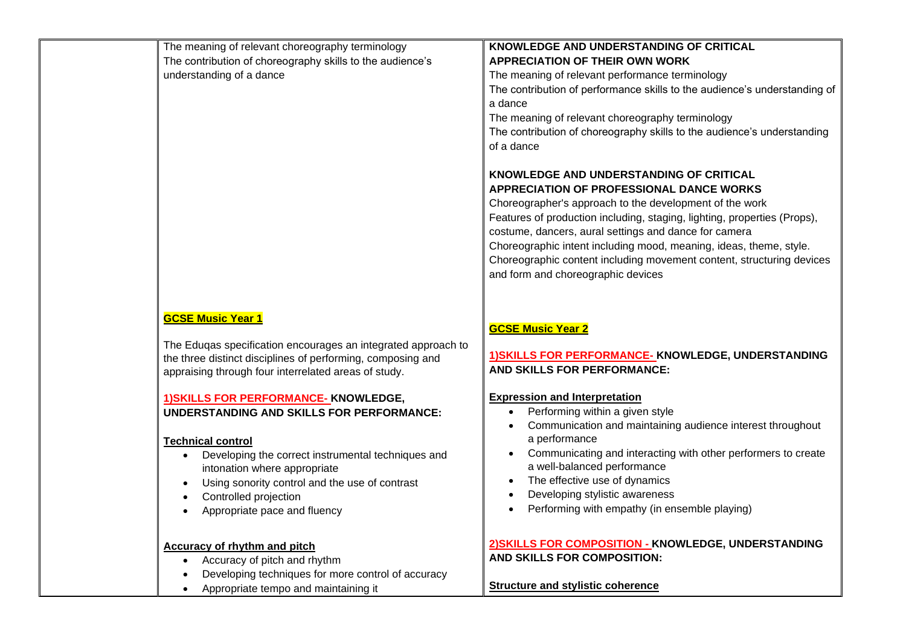| | | |
|---|---|---|
| | The meaning of relevant choreography terminology<br>The contribution of choreography skills to the audience's understanding of a dance<br><br>**GCSE Music Year 1**<br><br>The Eduqas specification encourages an integrated approach to the three distinct disciplines of performing, composing and appraising through four interrelated areas of study.<br><br>**1)SKILLS FOR PERFORMANCE- KNOWLEDGE, UNDERSTANDING AND SKILLS FOR PERFORMANCE:**<br><br>**Technical control**<br>• Developing the correct instrumental techniques and intonation where appropriate<br>• Using sonority control and the use of contrast<br>• Controlled projection<br>• Appropriate pace and fluency<br><br>**Accuracy of rhythm and pitch**<br>• Accuracy of pitch and rhythm<br>• Developing techniques for more control of accuracy<br>• Appropriate tempo and maintaining it | **KNOWLEDGE AND UNDERSTANDING OF CRITICAL APPRECIATION OF THEIR OWN WORK**<br>The meaning of relevant performance terminology<br>The contribution of performance skills to the audience's understanding of a dance<br>The meaning of relevant choreography terminology<br>The contribution of choreography skills to the audience's understanding of a dance<br><br>**KNOWLEDGE AND UNDERSTANDING OF CRITICAL APPRECIATION OF PROFESSIONAL DANCE WORKS**<br>Choreographer's approach to the development of the work<br>Features of production including, staging, lighting, properties (Props), costume, dancers, aural settings and dance for camera<br>Choreographic intent including mood, meaning, ideas, theme, style.<br>Choreographic content including movement content, structuring devices and form and choreographic devices<br><br>**GCSE Music Year 2**<br><br>**1)SKILLS FOR PERFORMANCE- KNOWLEDGE, UNDERSTANDING AND SKILLS FOR PERFORMANCE:**<br><br>**Expression and Interpretation**<br>• Performing within a given style<br>• Communication and maintaining audience interest throughout a performance<br>• Communicating and interacting with other performers to create a well-balanced performance<br>• The effective use of dynamics<br>• Developing stylistic awareness<br>• Performing with empathy (in ensemble playing)<br><br>**2)SKILLS FOR COMPOSITION - KNOWLEDGE, UNDERSTANDING AND SKILLS FOR COMPOSITION:**<br><br>**Structure and stylistic coherence** |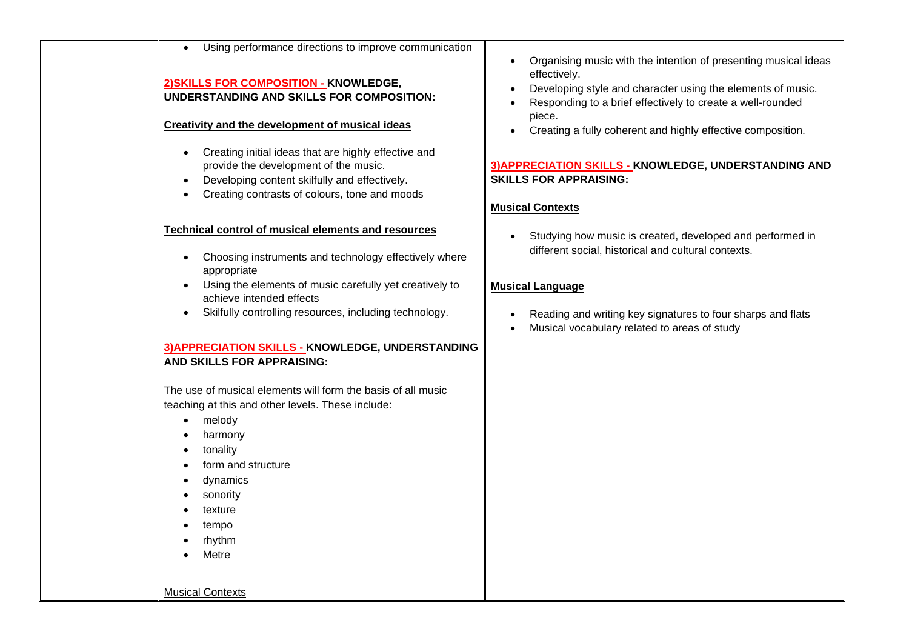| | | |
|---|---|---|
| | • Using performance directions to improve communication<br><br>**2)SKILLS FOR COMPOSITION - KNOWLEDGE, UNDERSTANDING AND SKILLS FOR COMPOSITION:**<br><br>**Creativity and the development of musical ideas**<br><br>• Creating initial ideas that are highly effective and provide the development of the music.<br>• Developing content skilfully and effectively.<br>• Creating contrasts of colours, tone and moods<br><br>**Technical control of musical elements and resources**<br><br>• Choosing instruments and technology effectively where appropriate<br>• Using the elements of music carefully yet creatively to achieve intended effects<br>• Skilfully controlling resources, including technology.<br><br>**3)APPRECIATION SKILLS - KNOWLEDGE, UNDERSTANDING AND SKILLS FOR APPRAISING:**<br><br>The use of musical elements will form the basis of all music teaching at this and other levels. These include:<br>• melody<br>• harmony<br>• tonality<br>• form and structure<br>• dynamics<br>• sonority<br>• texture<br>• tempo<br>• rhythm<br>• Metre<br><br>Musical Contexts | • Organising music with the intention of presenting musical ideas effectively.<br>• Developing style and character using the elements of music.<br>• Responding to a brief effectively to create a well-rounded piece.<br>• Creating a fully coherent and highly effective composition.<br><br>**3)APPRECIATION SKILLS - KNOWLEDGE, UNDERSTANDING AND SKILLS FOR APPRAISING:**<br><br>**Musical Contexts**<br><br>• Studying how music is created, developed and performed in different social, historical and cultural contexts.<br><br>**Musical Language**<br><br>• Reading and writing key signatures to four sharps and flats<br>• Musical vocabulary related to areas of study |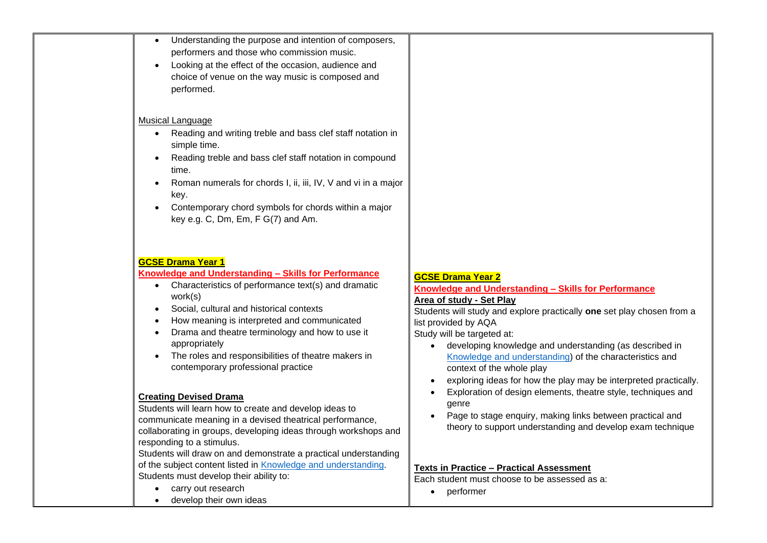| | | |
|---|---|---|
| | • Understanding the purpose and intention of composers, performers and those who commission music.<br>• Looking at the effect of the occasion, audience and choice of venue on the way music is composed and performed.<br><br><u>Musical Language</u><br>• Reading and writing treble and bass clef staff notation in simple time.<br>• Reading treble and bass clef staff notation in compound time.<br>• Roman numerals for chords I, ii, iii, IV, V and vi in a major key.<br>• Contemporary chord symbols for chords within a major key e.g. C, Dm, Em, F G(7) and Am.<br><br>**GCSE Drama Year 1**<br>**Knowledge and Understanding – Skills for Performance**<br>• Characteristics of performance text(s) and dramatic work(s)<br>• Social, cultural and historical contexts<br>• How meaning is interpreted and communicated<br>• Drama and theatre terminology and how to use it appropriately<br>• The roles and responsibilities of theatre makers in contemporary professional practice<br><br>**Creating Devised Drama**<br>Students will learn how to create and develop ideas to communicate meaning in a devised theatrical performance, collaborating in groups, developing ideas through workshops and responding to a stimulus.<br>Students will draw on and demonstrate a practical understanding of the subject content listed in Knowledge and understanding.<br>Students must develop their ability to:<br>• carry out research<br>• develop their own ideas | **GCSE Drama Year 2**<br>**Knowledge and Understanding – Skills for Performance**<br>**Area of study - Set Play**<br>Students will study and explore practically **one** set play chosen from a list provided by AQA<br>Study will be targeted at:<br>• developing knowledge and understanding (as described in Knowledge and understanding) of the characteristics and context of the whole play<br>• exploring ideas for how the play may be interpreted practically.<br>• Exploration of design elements, theatre style, techniques and genre<br>• Page to stage enquiry, making links between practical and theory to support understanding and develop exam technique<br><br>**Texts in Practice – Practical Assessment**<br>Each student must choose to be assessed as a:<br>• performer |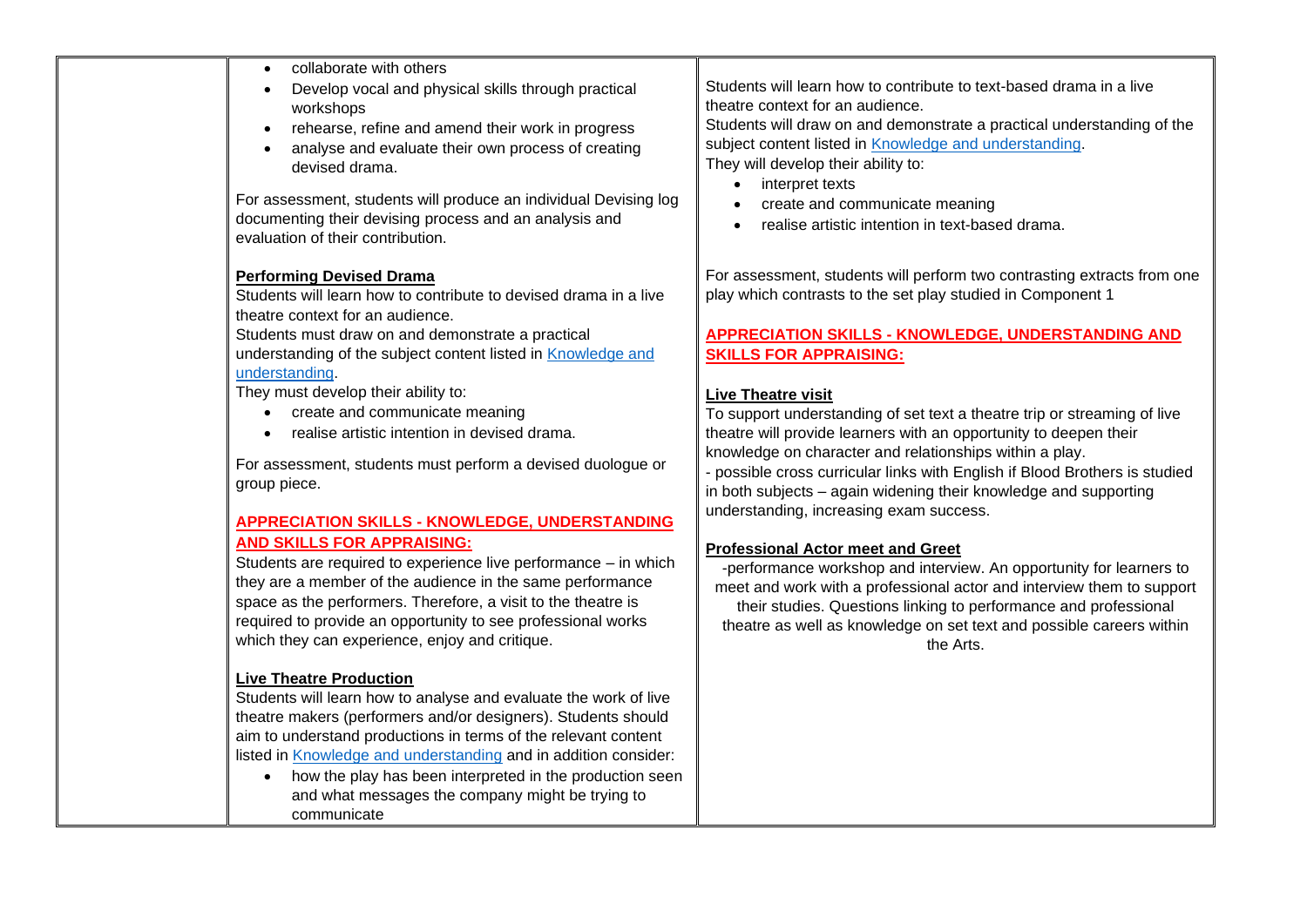| | | |
|---|---|---|
| | • collaborate with others<br>• Develop vocal and physical skills through practical workshops<br>• rehearse, refine and amend their work in progress<br>• analyse and evaluate their own process of creating devised drama.<br><br>For assessment, students will produce an individual Devising log documenting their devising process and an analysis and evaluation of their contribution.<br><br>**Performing Devised Drama**<br>Students will learn how to contribute to devised drama in a live theatre context for an audience.<br>Students must draw on and demonstrate a practical understanding of the subject content listed in Knowledge and understanding.<br>They must develop their ability to:<br>• create and communicate meaning<br>• realise artistic intention in devised drama.<br><br>For assessment, students must perform a devised duologue or group piece.<br><br>**APPRECIATION SKILLS - KNOWLEDGE, UNDERSTANDING AND SKILLS FOR APPRAISING:**<br>Students are required to experience live performance – in which they are a member of the audience in the same performance space as the performers. Therefore, a visit to the theatre is required to provide an opportunity to see professional works which they can experience, enjoy and critique.<br><br>**Live Theatre Production**<br>Students will learn how to analyse and evaluate the work of live theatre makers (performers and/or designers). Students should aim to understand productions in terms of the relevant content listed in Knowledge and understanding and in addition consider:<br>• how the play has been interpreted in the production seen and what messages the company might be trying to communicate | Students will learn how to contribute to text-based drama in a live theatre context for an audience.<br>Students will draw on and demonstrate a practical understanding of the subject content listed in Knowledge and understanding.<br>They will develop their ability to:<br>• interpret texts<br>• create and communicate meaning<br>• realise artistic intention in text-based drama.<br><br>For assessment, students will perform two contrasting extracts from one play which contrasts to the set play studied in Component 1<br><br>**APPRECIATION SKILLS - KNOWLEDGE, UNDERSTANDING AND SKILLS FOR APPRAISING:**<br><br>**Live Theatre visit**<br>To support understanding of set text a theatre trip or streaming of live theatre will provide learners with an opportunity to deepen their knowledge on character and relationships within a play.<br>- possible cross curricular links with English if Blood Brothers is studied in both subjects – again widening their knowledge and supporting understanding, increasing exam success.<br><br>**Professional Actor meet and Greet**<br>-performance workshop and interview. An opportunity for learners to meet and work with a professional actor and interview them to support their studies. Questions linking to performance and professional theatre as well as knowledge on set text and possible careers within the Arts. |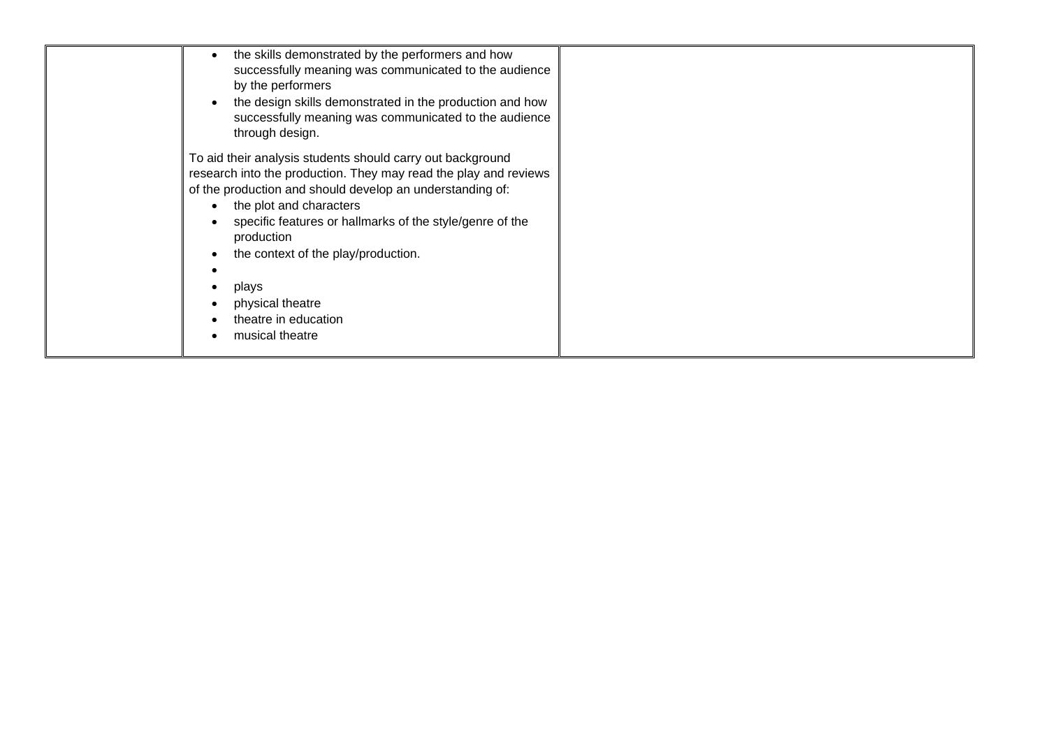| | | |
|---|---|---|
| | • the skills demonstrated by the performers and how successfully meaning was communicated to the audience by the performers<br>• the design skills demonstrated in the production and how successfully meaning was communicated to the audience through design.<br><br>To aid their analysis students should carry out background research into the production. They may read the play and reviews of the production and should develop an understanding of:<br>• the plot and characters<br>• specific features or hallmarks of the style/genre of the production<br>• the context of the play/production.<br>•<br>• plays<br>• physical theatre<br>• theatre in education<br>• musical theatre | |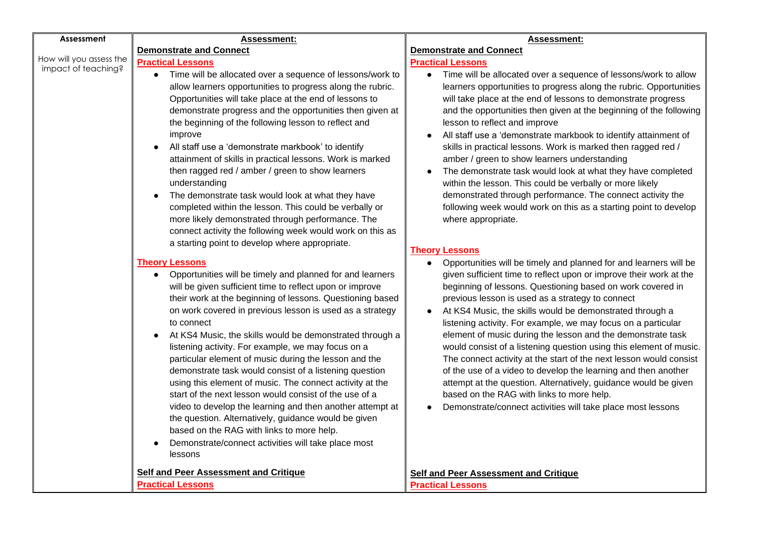| Assessment | Assessment: | Assessment: |
|---|---|---|
| How will you assess the impact of teaching? | **Demonstrate and Connect**<br>**Practical Lessons**<br>• Time will be allocated over a sequence of lessons/work to allow learners opportunities to progress along the rubric. Opportunities will take place at the end of lessons to demonstrate progress and the opportunities then given at the beginning of the following lesson to reflect and improve<br>• All staff use a 'demonstrate markbook' to identify attainment of skills in practical lessons. Work is marked then ragged red / amber / green to show learners understanding<br>• The demonstrate task would look at what they have completed within the lesson. This could be verbally or more likely demonstrated through performance. The connect activity the following week would work on this as a starting point to develop where appropriate.<br><br>**Theory Lessons**<br>• Opportunities will be timely and planned for and learners will be given sufficient time to reflect upon or improve their work at the beginning of lessons. Questioning based on work covered in previous lesson is used as a strategy to connect<br>• At KS4 Music, the skills would be demonstrated through a listening activity. For example, we may focus on a particular element of music during the lesson and the demonstrate task would consist of a listening question using this element of music. The connect activity at the start of the next lesson would consist of the use of a video to develop the learning and then another attempt at the question. Alternatively, guidance would be given based on the RAG with links to more help.<br>• Demonstrate/connect activities will take place most lessons<br><br>**Self and Peer Assessment and Critique**<br>**Practical Lessons** | **Demonstrate and Connect**<br>**Practical Lessons**<br>• Time will be allocated over a sequence of lessons/work to allow learners opportunities to progress along the rubric. Opportunities will take place at the end of lessons to demonstrate progress and the opportunities then given at the beginning of the following lesson to reflect and improve<br>• All staff use a 'demonstrate markbook to identify attainment of skills in practical lessons. Work is marked then ragged red / amber / green to show learners understanding<br>• The demonstrate task would look at what they have completed within the lesson. This could be verbally or more likely demonstrated through performance. The connect activity the following week would work on this as a starting point to develop where appropriate.<br><br>**Theory Lessons**<br>• Opportunities will be timely and planned for and learners will be given sufficient time to reflect upon or improve their work at the beginning of lessons. Questioning based on work covered in previous lesson is used as a strategy to connect<br>• At KS4 Music, the skills would be demonstrated through a listening activity. For example, we may focus on a particular element of music during the lesson and the demonstrate task would consist of a listening question using this element of music. The connect activity at the start of the next lesson would consist of the use of a video to develop the learning and then another attempt at the question. Alternatively, guidance would be given based on the RAG with links to more help.<br>• Demonstrate/connect activities will take place most lessons<br><br>**Self and Peer Assessment and Critique**<br>**Practical Lessons** |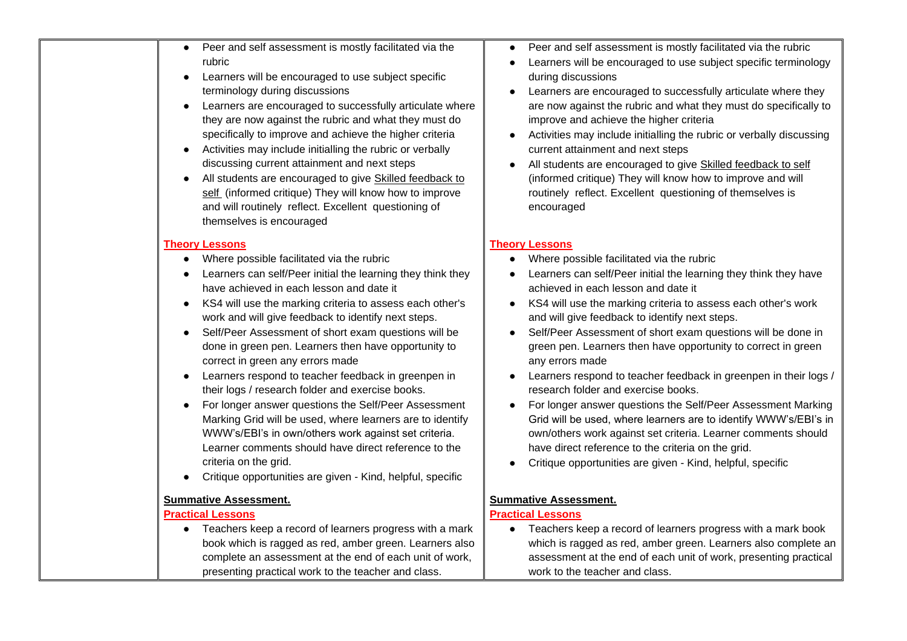| | | |
|---|---|---|
| | <ul><li>Peer and self assessment is mostly facilitated via the rubric</li><li>Learners will be encouraged to use subject specific terminology during discussions</li><li>Learners are encouraged to successfully articulate where they are now against the rubric and what they must do specifically to improve and achieve the higher criteria</li><li>Activities may include initialling the rubric or verbally discussing current attainment and next steps</li><li>All students are encouraged to give <u>Skilled feedback to self</u> (informed critique) They will know how to improve and will routinely reflect. Excellent questioning of themselves is encouraged</li></ul>**<u>Theory Lessons</u>**<ul><li>Where possible facilitated via the rubric</li><li>Learners can self/Peer initial the learning they think they have achieved in each lesson and date it</li><li>KS4 will use the marking criteria to assess each other's work and will give feedback to identify next steps.</li><li>Self/Peer Assessment of short exam questions will be done in green pen. Learners then have opportunity to correct in green any errors made</li><li>Learners respond to teacher feedback in greenpen in their logs / research folder and exercise books.</li><li>For longer answer questions the Self/Peer Assessment Marking Grid will be used, where learners are to identify WWW's/EBI's in own/others work against set criteria. Learner comments should have direct reference to the criteria on the grid.</li><li>Critique opportunities are given - Kind, helpful, specific</li></ul>**<u>Summative Assessment.</u>**<br>**<u>Practical Lessons</u>**<ul><li>Teachers keep a record of learners progress with a mark book which is ragged as red, amber green. Learners also complete an assessment at the end of each unit of work, presenting practical work to the teacher and class.</li></ul> | <ul><li>Peer and self assessment is mostly facilitated via the rubric</li><li>Learners will be encouraged to use subject specific terminology during discussions</li><li>Learners are encouraged to successfully articulate where they are now against the rubric and what they must do specifically to improve and achieve the higher criteria</li><li>Activities may include initialling the rubric or verbally discussing current attainment and next steps</li><li>All students are encouraged to give <u>Skilled feedback to self</u> (informed critique) They will know how to improve and will routinely reflect. Excellent questioning of themselves is encouraged</li></ul>**<u>Theory Lessons</u>**<ul><li>Where possible facilitated via the rubric</li><li>Learners can self/Peer initial the learning they think they have achieved in each lesson and date it</li><li>KS4 will use the marking criteria to assess each other's work and will give feedback to identify next steps.</li><li>Self/Peer Assessment of short exam questions will be done in green pen. Learners then have opportunity to correct in green any errors made</li><li>Learners respond to teacher feedback in greenpen in their logs / research folder and exercise books.</li><li>For longer answer questions the Self/Peer Assessment Marking Grid will be used, where learners are to identify WWW's/EBI's in own/others work against set criteria. Learner comments should have direct reference to the criteria on the grid.</li><li>Critique opportunities are given - Kind, helpful, specific</li></ul>**<u>Summative Assessment.</u>**<br>**<u>Practical Lessons</u>**<ul><li>Teachers keep a record of learners progress with a mark book which is ragged as red, amber green. Learners also complete an assessment at the end of each unit of work, presenting practical work to the teacher and class.</li></ul> |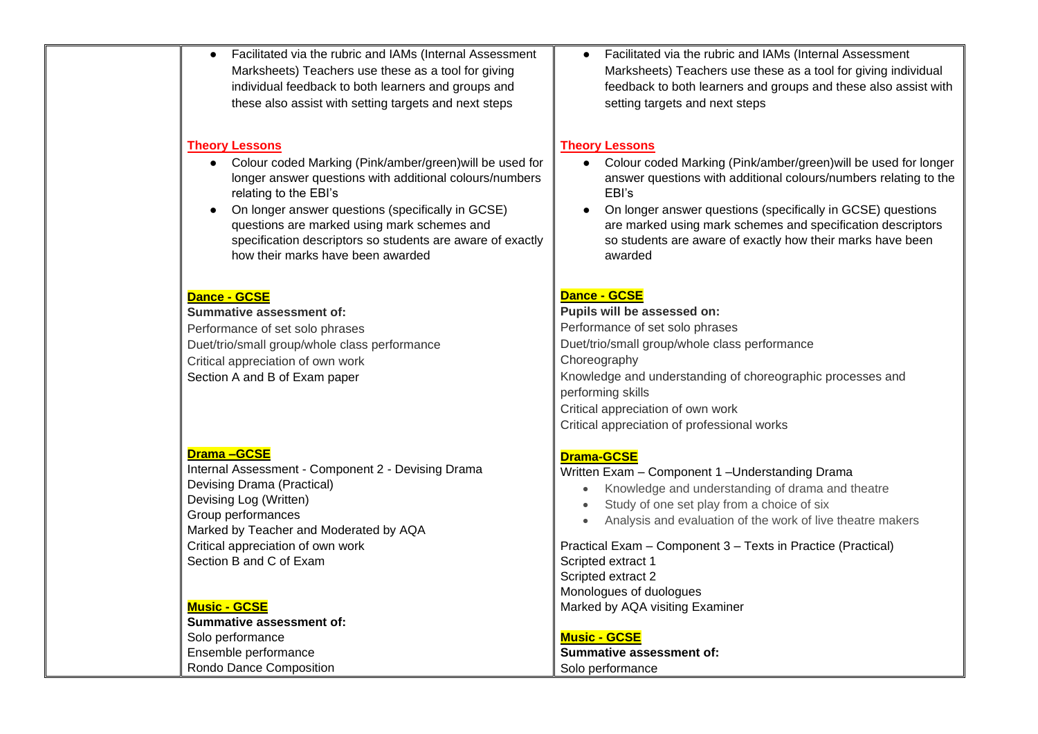| | | |
|---|---|---|
| | • Facilitated via the rubric and IAMs (Internal Assessment Marksheets) Teachers use these as a tool for giving individual feedback to both learners and groups and these also assist with setting targets and next steps<br><br>**Theory Lessons**<br>• Colour coded Marking (Pink/amber/green)will be used for longer answer questions with additional colours/numbers relating to the EBI's<br>• On longer answer questions (specifically in GCSE) questions are marked using mark schemes and specification descriptors so students are aware of exactly how their marks have been awarded<br><br>**Dance - GCSE**<br>**Summative assessment of:**<br>Performance of set solo phrases<br>Duet/trio/small group/whole class performance<br>Critical appreciation of own work<br>Section A and B of Exam paper<br><br>**Drama –GCSE**<br>Internal Assessment - Component 2 - Devising Drama<br>Devising Drama (Practical)<br>Devising Log (Written)<br>Group performances<br>Marked by Teacher and Moderated by AQA<br>Critical appreciation of own work<br>Section B and C of Exam<br><br>**Music - GCSE**<br>**Summative assessment of:**<br>Solo performance<br>Ensemble performance<br>Rondo Dance Composition | • Facilitated via the rubric and IAMs (Internal Assessment Marksheets) Teachers use these as a tool for giving individual feedback to both learners and groups and these also assist with setting targets and next steps<br><br>**Theory Lessons**<br>• Colour coded Marking (Pink/amber/green)will be used for longer answer questions with additional colours/numbers relating to the EBI's<br>• On longer answer questions (specifically in GCSE) questions are marked using mark schemes and specification descriptors so students are aware of exactly how their marks have been awarded<br><br>**Dance - GCSE**<br>**Pupils will be assessed on:**<br>Performance of set solo phrases<br>Duet/trio/small group/whole class performance<br>Choreography<br>Knowledge and understanding of choreographic processes and performing skills<br>Critical appreciation of own work<br>Critical appreciation of professional works<br><br>**Drama-GCSE**<br>Written Exam – Component 1 –Understanding Drama<br>• Knowledge and understanding of drama and theatre<br>• Study of one set play from a choice of six<br>• Analysis and evaluation of the work of live theatre makers<br><br>Practical Exam – Component 3 – Texts in Practice (Practical)<br>Scripted extract 1<br>Scripted extract 2<br>Monologues of duologues<br>Marked by AQA visiting Examiner<br><br>**Music - GCSE**<br>**Summative assessment of:**<br>Solo performance |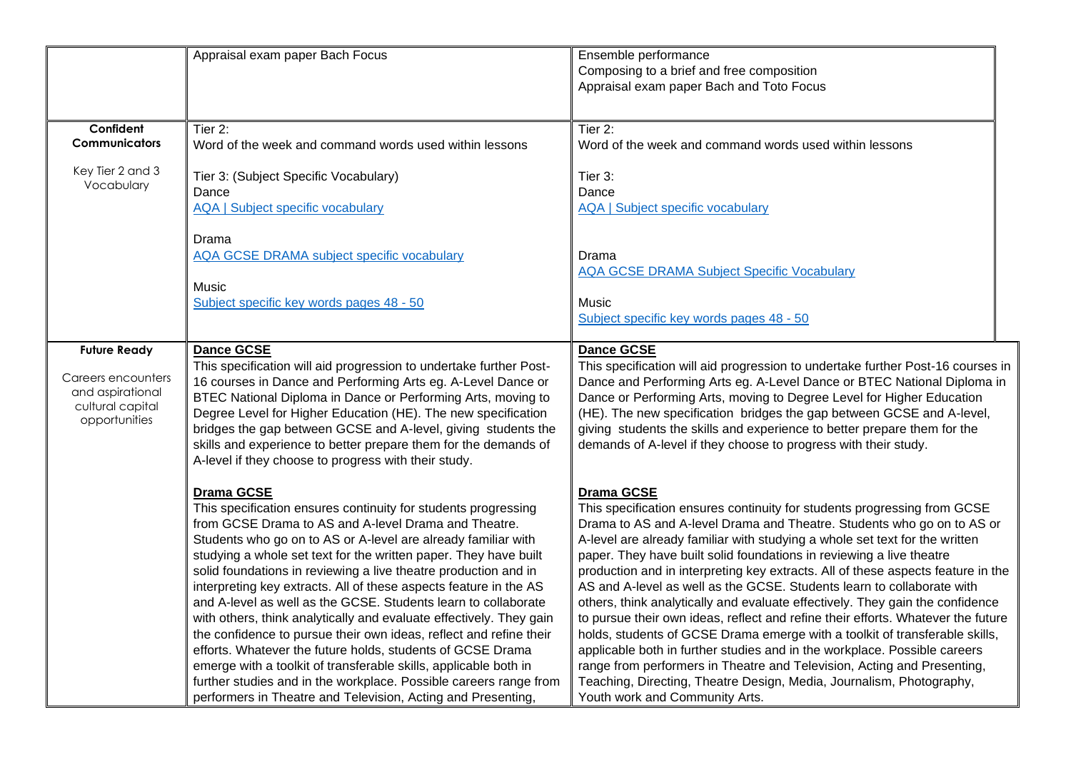| | | |
|---|---|---|
| | Appraisal exam paper Bach Focus | Ensemble performance<br>Composing to a brief and free composition<br>Appraisal exam paper Bach and Toto Focus |
| **Confident Communicators**<br><br>Key Tier 2 and 3 Vocabulary | Tier 2:<br>Word of the week and command words used within lessons<br><br>Tier 3: (Subject Specific Vocabulary)<br>Dance<br>AQA \| Subject specific vocabulary<br><br>Drama<br>AQA GCSE DRAMA subject specific vocabulary<br><br>Music<br>Subject specific key words pages 48 - 50 | Tier 2:<br>Word of the week and command words used within lessons<br><br>Tier 3:<br>Dance<br>AQA \| Subject specific vocabulary<br><br>Drama<br>AQA GCSE DRAMA Subject Specific Vocabulary<br><br>Music<br>Subject specific key words pages 48 - 50 |
| **Future Ready**<br><br>Careers encounters and aspirational cultural capital opportunities | **Dance GCSE**<br>This specification will aid progression to undertake further Post-16 courses in Dance and Performing Arts eg. A-Level Dance or BTEC National Diploma in Dance or Performing Arts, moving to Degree Level for Higher Education (HE). The new specification bridges the gap between GCSE and A-level, giving students the skills and experience to better prepare them for the demands of A-level if they choose to progress with their study.<br><br>**Drama GCSE**<br>This specification ensures continuity for students progressing from GCSE Drama to AS and A-level Drama and Theatre. Students who go on to AS or A-level are already familiar with studying a whole set text for the written paper. They have built solid foundations in reviewing a live theatre production and in interpreting key extracts. All of these aspects feature in the AS and A-level as well as the GCSE. Students learn to collaborate with others, think analytically and evaluate effectively. They gain the confidence to pursue their own ideas, reflect and refine their efforts. Whatever the future holds, students of GCSE Drama emerge with a toolkit of transferable skills, applicable both in further studies and in the workplace. Possible careers range from performers in Theatre and Television, Acting and Presenting, | **Dance GCSE**<br>This specification will aid progression to undertake further Post-16 courses in Dance and Performing Arts eg. A-Level Dance or BTEC National Diploma in Dance or Performing Arts, moving to Degree Level for Higher Education (HE). The new specification bridges the gap between GCSE and A-level, giving students the skills and experience to better prepare them for the demands of A-level if they choose to progress with their study.<br><br>**Drama GCSE**<br>This specification ensures continuity for students progressing from GCSE Drama to AS and A-level Drama and Theatre. Students who go on to AS or A-level are already familiar with studying a whole set text for the written paper. They have built solid foundations in reviewing a live theatre production and in interpreting key extracts. All of these aspects feature in the AS and A-level as well as the GCSE. Students learn to collaborate with others, think analytically and evaluate effectively. They gain the confidence to pursue their own ideas, reflect and refine their efforts. Whatever the future holds, students of GCSE Drama emerge with a toolkit of transferable skills, applicable both in further studies and in the workplace. Possible careers range from performers in Theatre and Television, Acting and Presenting, Teaching, Directing, Theatre Design, Media, Journalism, Photography, Youth work and Community Arts. |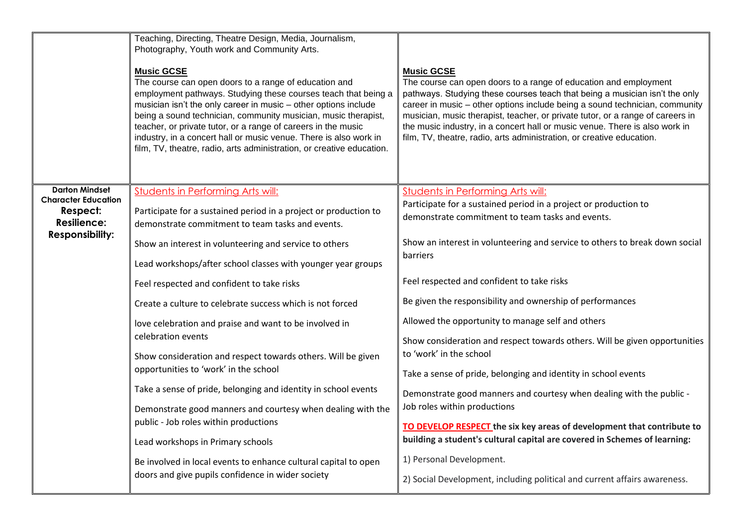| | | |
|---|---|---|
| | Teaching, Directing, Theatre Design, Media, Journalism, Photography, Youth work and Community Arts.<br><br>**Music GCSE**<br>The course can open doors to a range of education and employment pathways. Studying these courses teach that being a musician isn't the only career in music – other options include being a sound technician, community musician, music therapist, teacher, or private tutor, or a range of careers in the music industry, in a concert hall or music venue. There is also work in film, TV, theatre, radio, arts administration, or creative education. | **Music GCSE**<br>The course can open doors to a range of education and employment pathways. Studying these courses teach that being a musician isn't the only career in music – other options include being a sound technician, community musician, music therapist, teacher, or private tutor, or a range of careers in the music industry, in a concert hall or music venue. There is also work in film, TV, theatre, radio, arts administration, or creative education. |
| **Darton Mindset Character Education**<br>**Respect:**<br>**Resilience:**<br>**Responsibility:** | Students in Performing Arts will:<br><br>Participate for a sustained period in a project or production to demonstrate commitment to team tasks and events.<br><br>Show an interest in volunteering and service to others<br><br>Lead workshops/after school classes with younger year groups<br><br>Feel respected and confident to take risks<br><br>Create a culture to celebrate success which is not forced<br><br>love celebration and praise and want to be involved in celebration events<br><br>Show consideration and respect towards others. Will be given opportunities to 'work' in the school<br><br>Take a sense of pride, belonging and identity in school events<br><br>Demonstrate good manners and courtesy when dealing with the public - Job roles within productions<br><br>Lead workshops in Primary schools<br><br>Be involved in local events to enhance cultural capital to open doors and give pupils confidence in wider society | Students in Performing Arts will:<br>Participate for a sustained period in a project or production to demonstrate commitment to team tasks and events.<br><br>Show an interest in volunteering and service to others to break down social barriers<br><br>Feel respected and confident to take risks<br><br>Be given the responsibility and ownership of performances<br><br>Allowed the opportunity to manage self and others<br><br>Show consideration and respect towards others. Will be given opportunities to 'work' in the school<br><br>Take a sense of pride, belonging and identity in school events<br><br>Demonstrate good manners and courtesy when dealing with the public - Job roles within productions<br><br>**TO DEVELOP RESPECT the six key areas of development that contribute to building a student's cultural capital are covered in Schemes of learning:**<br><br>1) Personal Development.<br><br>2) Social Development, including political and current affairs awareness. |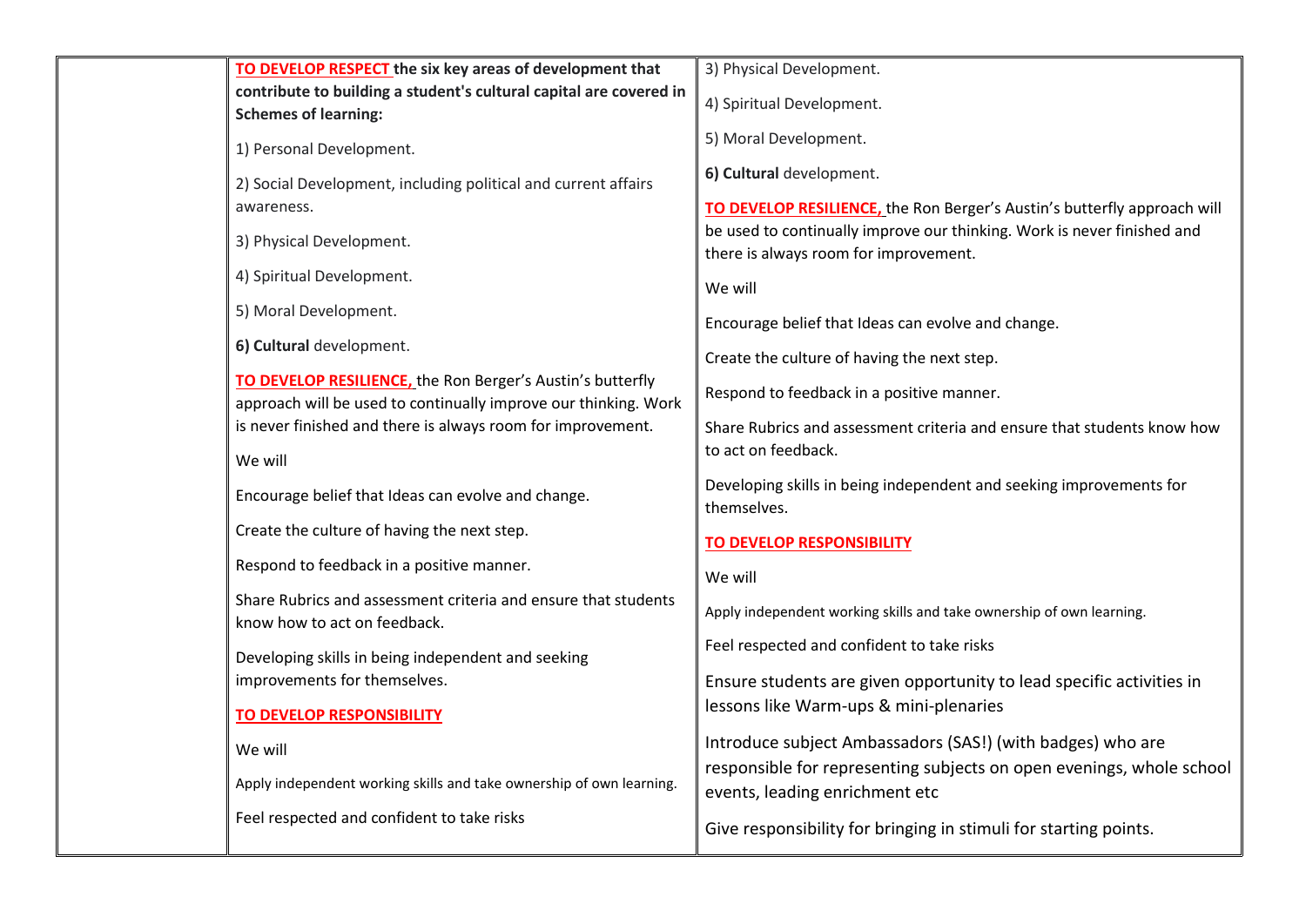| | | |
|---|---|---|
| | **TO DEVELOP RESPECT the six key areas of development that contribute to building a student's cultural capital are covered in Schemes of learning:**<br><br>1) Personal Development.<br><br>2) Social Development, including political and current affairs awareness.<br><br>3) Physical Development.<br><br>4) Spiritual Development.<br><br>5) Moral Development.<br><br>**6) Cultural** development.<br><br>**TO DEVELOP RESILIENCE,** the Ron Berger's Austin's butterfly approach will be used to continually improve our thinking. Work is never finished and there is always room for improvement.<br><br>We will<br><br>Encourage belief that Ideas can evolve and change.<br><br>Create the culture of having the next step.<br><br>Respond to feedback in a positive manner.<br><br>Share Rubrics and assessment criteria and ensure that students know how to act on feedback.<br><br>Developing skills in being independent and seeking improvements for themselves.<br><br>**TO DEVELOP RESPONSIBILITY**<br><br>We will<br><br>Apply independent working skills and take ownership of own learning.<br><br>Feel respected and confident to take risks | 3) Physical Development.<br><br>4) Spiritual Development.<br><br>5) Moral Development.<br><br>**6) Cultural** development.<br><br>**TO DEVELOP RESILIENCE,** the Ron Berger's Austin's butterfly approach will be used to continually improve our thinking. Work is never finished and there is always room for improvement.<br><br>We will<br><br>Encourage belief that Ideas can evolve and change.<br><br>Create the culture of having the next step.<br><br>Respond to feedback in a positive manner.<br><br>Share Rubrics and assessment criteria and ensure that students know how to act on feedback.<br><br>Developing skills in being independent and seeking improvements for themselves.<br><br>**TO DEVELOP RESPONSIBILITY**<br><br>We will<br><br>Apply independent working skills and take ownership of own learning.<br><br>Feel respected and confident to take risks<br><br>Ensure students are given opportunity to lead specific activities in lessons like Warm-ups & mini-plenaries<br><br>Introduce subject Ambassadors (SAS!) (with badges) who are responsible for representing subjects on open evenings, whole school events, leading enrichment etc<br><br>Give responsibility for bringing in stimuli for starting points. |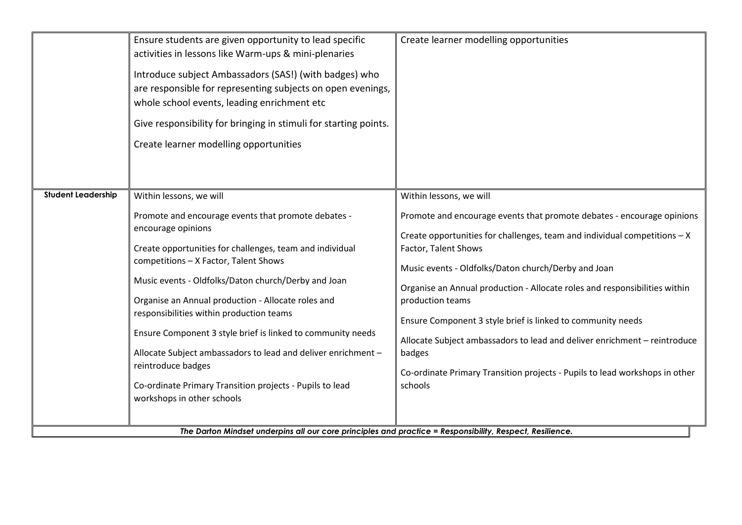| | | |
|---|---|---|
| | Ensure students are given opportunity to lead specific activities in lessons like Warm-ups & mini-plenaries<br><br>Introduce subject Ambassadors (SAS!) (with badges) who are responsible for representing subjects on open evenings, whole school events, leading enrichment etc<br><br>Give responsibility for bringing in stimuli for starting points.<br><br>Create learner modelling opportunities | Create learner modelling opportunities |
| **Student Leadership** | Within lessons, we will<br><br>Promote and encourage events that promote debates - encourage opinions<br><br>Create opportunities for challenges, team and individual competitions – X Factor, Talent Shows<br><br>Music events - Oldfolks/Daton church/Derby and Joan<br><br>Organise an Annual production - Allocate roles and responsibilities within production teams<br><br>Ensure Component 3 style brief is linked to community needs<br><br>Allocate Subject ambassadors to lead and deliver enrichment – reintroduce badges<br><br>Co-ordinate Primary Transition projects - Pupils to lead workshops in other schools | Within lessons, we will<br><br>Promote and encourage events that promote debates - encourage opinions<br><br>Create opportunities for challenges, team and individual competitions – X Factor, Talent Shows<br><br>Music events - Oldfolks/Daton church/Derby and Joan<br><br>Organise an Annual production - Allocate roles and responsibilities within production teams<br><br>Ensure Component 3 style brief is linked to community needs<br><br>Allocate Subject ambassadors to lead and deliver enrichment – reintroduce badges<br><br>Co-ordinate Primary Transition projects - Pupils to lead workshops in other schools |

***The Darton Mindset underpins all our core principles and practice = Responsibility, Respect, Resilience.***